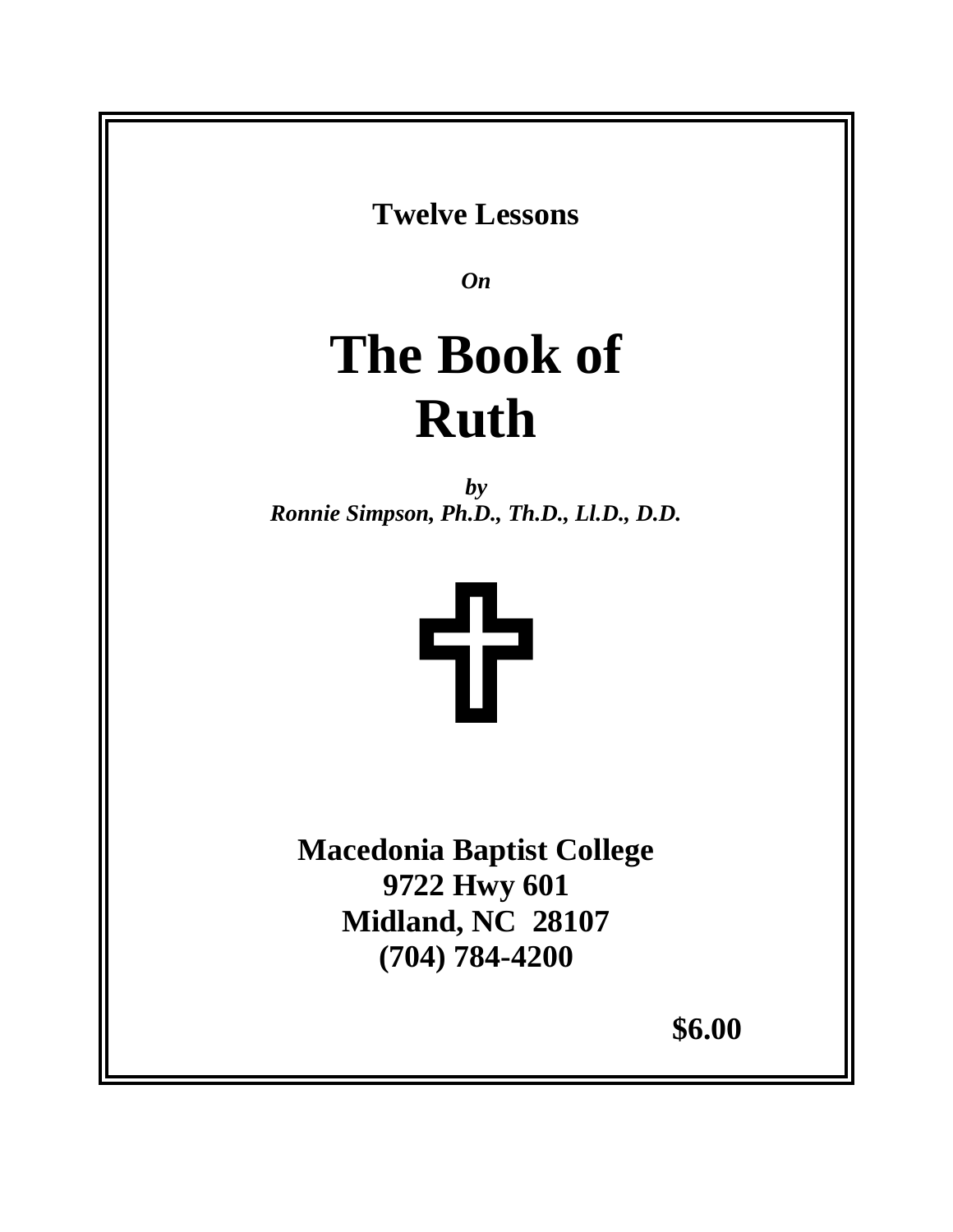**Twelve Lessons**

***On***

# The Book of Ruth

***by***
***Ronnie Simpson, Ph.D., Th.D., Ll.D., D.D.***

**Macedonia Baptist College**
**9722 Hwy 601**
**Midland, NC 28107**
**(704) 784-4200**

**$6.00**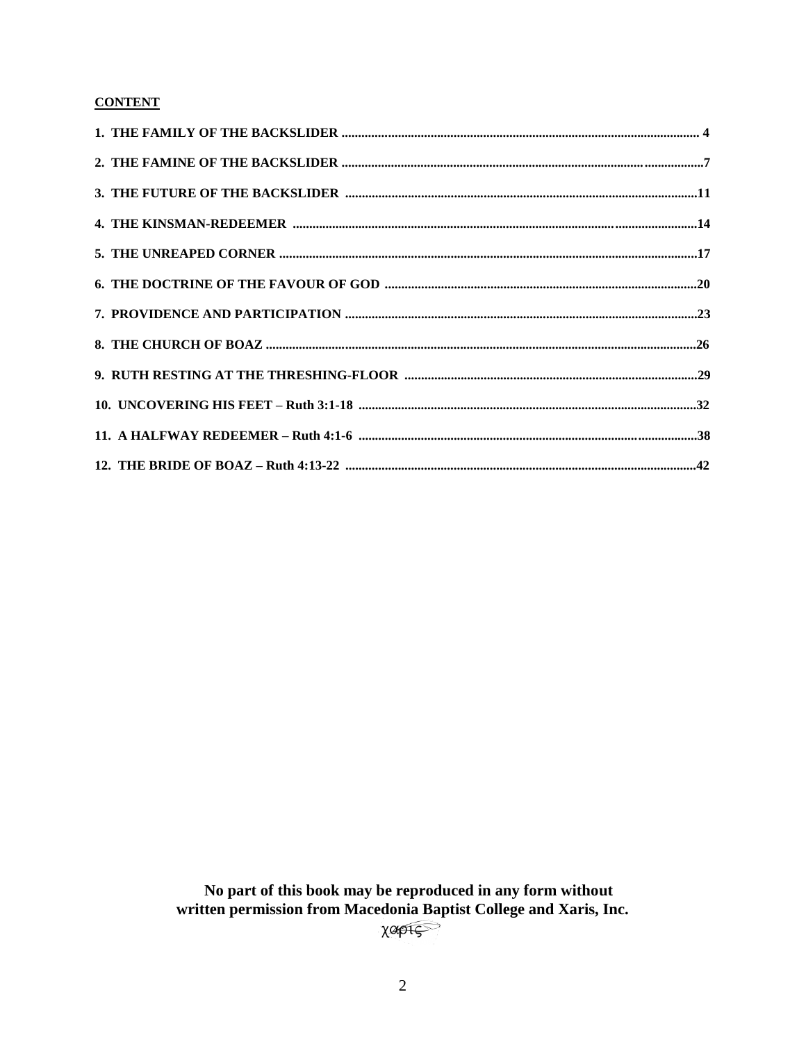**CONTENT**

1. THE FAMILY OF THE BACKSLIDER ........................................ 4
2. THE FAMINE OF THE BACKSLIDER ........................................ 7
3. THE FUTURE OF THE BACKSLIDER ........................................ 11
4. THE KINSMAN-REDEEMER ........................................ 14
5. THE UNREAPED CORNER ........................................ 17
6. THE DOCTRINE OF THE FAVOUR OF GOD ........................................ 20
7. PROVIDENCE AND PARTICIPATION ........................................ 23
8. THE CHURCH OF BOAZ ........................................ 26
9. RUTH RESTING AT THE THRESHING-FLOOR ........................................ 29
10. UNCOVERING HIS FEET – Ruth 3:1-18 ........................................ 32
11. A HALFWAY REDEEMER – Ruth 4:1-6 ........................................ 38
12. THE BRIDE OF BOAZ – Ruth 4:13-22 ........................................ 42

**No part of this book may be reproduced in any form without written permission from Macedonia Baptist College and Xaris, Inc.**

χαρις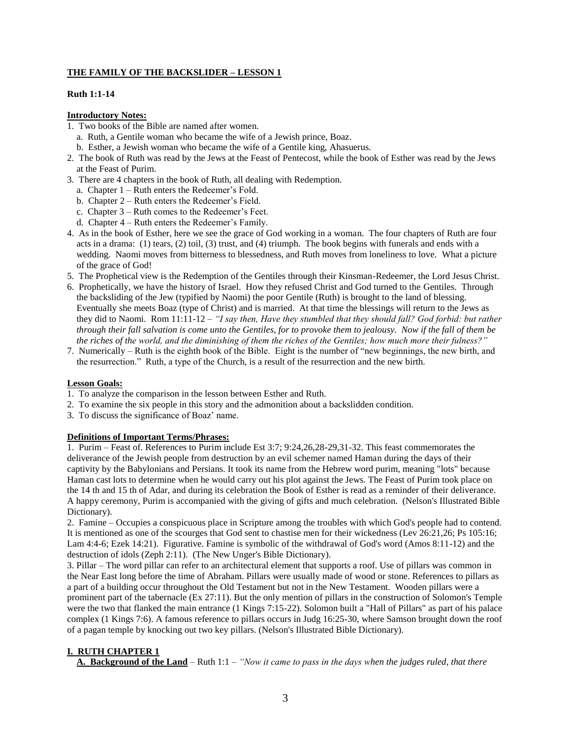## THE FAMILY OF THE BACKSLIDER – LESSON 1

**Ruth 1:1-14**

**Introductory Notes:**

1. Two books of the Bible are named after women.
   a. Ruth, a Gentile woman who became the wife of a Jewish prince, Boaz.
   b. Esther, a Jewish woman who became the wife of a Gentile king, Ahasuerus.
2. The book of Ruth was read by the Jews at the Feast of Pentecost, while the book of Esther was read by the Jews at the Feast of Purim.
3. There are 4 chapters in the book of Ruth, all dealing with Redemption.
   a. Chapter 1 – Ruth enters the Redeemer's Fold.
   b. Chapter 2 – Ruth enters the Redeemer's Field.
   c. Chapter 3 – Ruth comes to the Redeemer's Feet.
   d. Chapter 4 – Ruth enters the Redeemer's Family.
4. As in the book of Esther, here we see the grace of God working in a woman. The four chapters of Ruth are four acts in a drama: (1) tears, (2) toil, (3) trust, and (4) triumph. The book begins with funerals and ends with a wedding. Naomi moves from bitterness to blessedness, and Ruth moves from loneliness to love. What a picture of the grace of God!
5. The Prophetical view is the Redemption of the Gentiles through their Kinsman-Redeemer, the Lord Jesus Christ.
6. Prophetically, we have the history of Israel. How they refused Christ and God turned to the Gentiles. Through the backsliding of the Jew (typified by Naomi) the poor Gentile (Ruth) is brought to the land of blessing. Eventually she meets Boaz (type of Christ) and is married. At that time the blessings will return to the Jews as they did to Naomi. Rom 11:11-12 – *"I say then, Have they stumbled that they should fall? God forbid: but rather through their fall salvation is come unto the Gentiles, for to provoke them to jealousy. Now if the fall of them be the riches of the world, and the diminishing of them the riches of the Gentiles; how much more their fulness?"*
7. Numerically – Ruth is the eighth book of the Bible. Eight is the number of "new beginnings, the new birth, and the resurrection." Ruth, a type of the Church, is a result of the resurrection and the new birth.

**Lesson Goals:**

1. To analyze the comparison in the lesson between Esther and Ruth.
2. To examine the six people in this story and the admonition about a backslidden condition.
3. To discuss the significance of Boaz' name.

**Definitions of Important Terms/Phrases:**

1. Purim – Feast of. References to Purim include Est 3:7; 9:24,26,28-29,31-32. This feast commemorates the deliverance of the Jewish people from destruction by an evil schemer named Haman during the days of their captivity by the Babylonians and Persians. It took its name from the Hebrew word purim, meaning "lots" because Haman cast lots to determine when he would carry out his plot against the Jews. The Feast of Purim took place on the 14 th and 15 th of Adar, and during its celebration the Book of Esther is read as a reminder of their deliverance. A happy ceremony, Purim is accompanied with the giving of gifts and much celebration. (Nelson's Illustrated Bible Dictionary).

2. Famine – Occupies a conspicuous place in Scripture among the troubles with which God's people had to contend. It is mentioned as one of the scourges that God sent to chastise men for their wickedness (Lev 26:21,26; Ps 105:16; Lam 4:4-6; Ezek 14:21). Figurative. Famine is symbolic of the withdrawal of God's word (Amos 8:11-12) and the destruction of idols (Zeph 2:11). (The New Unger's Bible Dictionary).

3. Pillar – The word pillar can refer to an architectural element that supports a roof. Use of pillars was common in the Near East long before the time of Abraham. Pillars were usually made of wood or stone. References to pillars as a part of a building occur throughout the Old Testament but not in the New Testament. Wooden pillars were a prominent part of the tabernacle (Ex 27:11). But the only mention of pillars in the construction of Solomon's Temple were the two that flanked the main entrance (1 Kings 7:15-22). Solomon built a "Hall of Pillars" as part of his palace complex (1 Kings 7:6). A famous reference to pillars occurs in Judg 16:25-30, where Samson brought down the roof of a pagan temple by knocking out two key pillars. (Nelson's Illustrated Bible Dictionary).

## I. RUTH CHAPTER 1

**A. Background of the Land** – Ruth 1:1 – *"Now it came to pass in the days when the judges ruled, that there*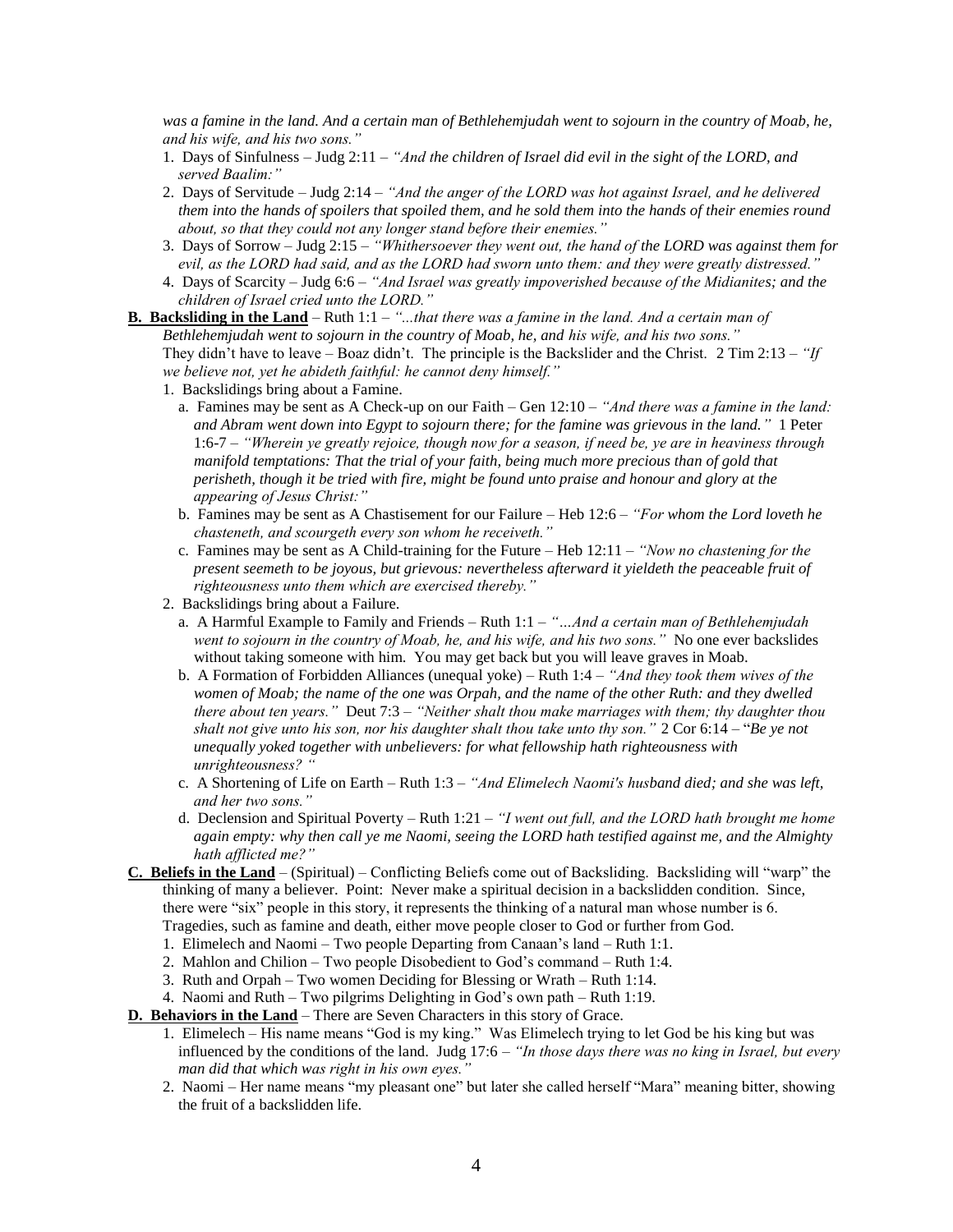*was a famine in the land. And a certain man of Bethlehemjudah went to sojourn in the country of Moab, he, and his wife, and his two sons."*

1. Days of Sinfulness – Judg 2:11 – *"And the children of Israel did evil in the sight of the LORD, and served Baalim:"*
2. Days of Servitude – Judg 2:14 – *"And the anger of the LORD was hot against Israel, and he delivered them into the hands of spoilers that spoiled them, and he sold them into the hands of their enemies round about, so that they could not any longer stand before their enemies."*
3. Days of Sorrow – Judg 2:15 – *"Whithersoever they went out, the hand of the LORD was against them for evil, as the LORD had said, and as the LORD had sworn unto them: and they were greatly distressed."*
4. Days of Scarcity – Judg 6:6 – *"And Israel was greatly impoverished because of the Midianites; and the children of Israel cried unto the LORD."*

**B. Backsliding in the Land** – Ruth 1:1 – *"...that there was a famine in the land. And a certain man of Bethlehemjudah went to sojourn in the country of Moab, he, and his wife, and his two sons."* They didn't have to leave – Boaz didn't. The principle is the Backslider and the Christ. 2 Tim 2:13 – *"If we believe not, yet he abideth faithful: he cannot deny himself."*

1. Backslidings bring about a Famine.
   a. Famines may be sent as A Check-up on our Faith – Gen 12:10 – *"And there was a famine in the land: and Abram went down into Egypt to sojourn there; for the famine was grievous in the land."* 1 Peter 1:6-7 – *"Wherein ye greatly rejoice, though now for a season, if need be, ye are in heaviness through manifold temptations: That the trial of your faith, being much more precious than of gold that perisheth, though it be tried with fire, might be found unto praise and honour and glory at the appearing of Jesus Christ:"*
   b. Famines may be sent as A Chastisement for our Failure – Heb 12:6 – *"For whom the Lord loveth he chasteneth, and scourgeth every son whom he receiveth."*
   c. Famines may be sent as A Child-training for the Future – Heb 12:11 – *"Now no chastening for the present seemeth to be joyous, but grievous: nevertheless afterward it yieldeth the peaceable fruit of righteousness unto them which are exercised thereby."*
2. Backslidings bring about a Failure.
   a. A Harmful Example to Family and Friends – Ruth 1:1 – *"…And a certain man of Bethlehemjudah went to sojourn in the country of Moab, he, and his wife, and his two sons."* No one ever backslides without taking someone with him. You may get back but you will leave graves in Moab.
   b. A Formation of Forbidden Alliances (unequal yoke) – Ruth 1:4 – *"And they took them wives of the women of Moab; the name of the one was Orpah, and the name of the other Ruth: and they dwelled there about ten years."* Deut 7:3 – *"Neither shalt thou make marriages with them; thy daughter thou shalt not give unto his son, nor his daughter shalt thou take unto thy son."* 2 Cor 6:14 – "*Be ye not unequally yoked together with unbelievers: for what fellowship hath righteousness with unrighteousness? "*
   c. A Shortening of Life on Earth – Ruth 1:3 – *"And Elimelech Naomi's husband died; and she was left, and her two sons."*
   d. Declension and Spiritual Poverty – Ruth 1:21 – *"I went out full, and the LORD hath brought me home again empty: why then call ye me Naomi, seeing the LORD hath testified against me, and the Almighty hath afflicted me?"*

**C. Beliefs in the Land** – (Spiritual) – Conflicting Beliefs come out of Backsliding. Backsliding will "warp" the thinking of many a believer. Point: Never make a spiritual decision in a backslidden condition. Since, there were "six" people in this story, it represents the thinking of a natural man whose number is 6. Tragedies, such as famine and death, either move people closer to God or further from God.

1. Elimelech and Naomi – Two people Departing from Canaan's land – Ruth 1:1.
2. Mahlon and Chilion – Two people Disobedient to God's command – Ruth 1:4.
3. Ruth and Orpah – Two women Deciding for Blessing or Wrath – Ruth 1:14.
4. Naomi and Ruth – Two pilgrims Delighting in God's own path – Ruth 1:19.

**D. Behaviors in the Land** – There are Seven Characters in this story of Grace.

1. Elimelech – His name means "God is my king." Was Elimelech trying to let God be his king but was influenced by the conditions of the land. Judg 17:6 – *"In those days there was no king in Israel, but every man did that which was right in his own eyes."*
2. Naomi – Her name means "my pleasant one" but later she called herself "Mara" meaning bitter, showing the fruit of a backslidden life.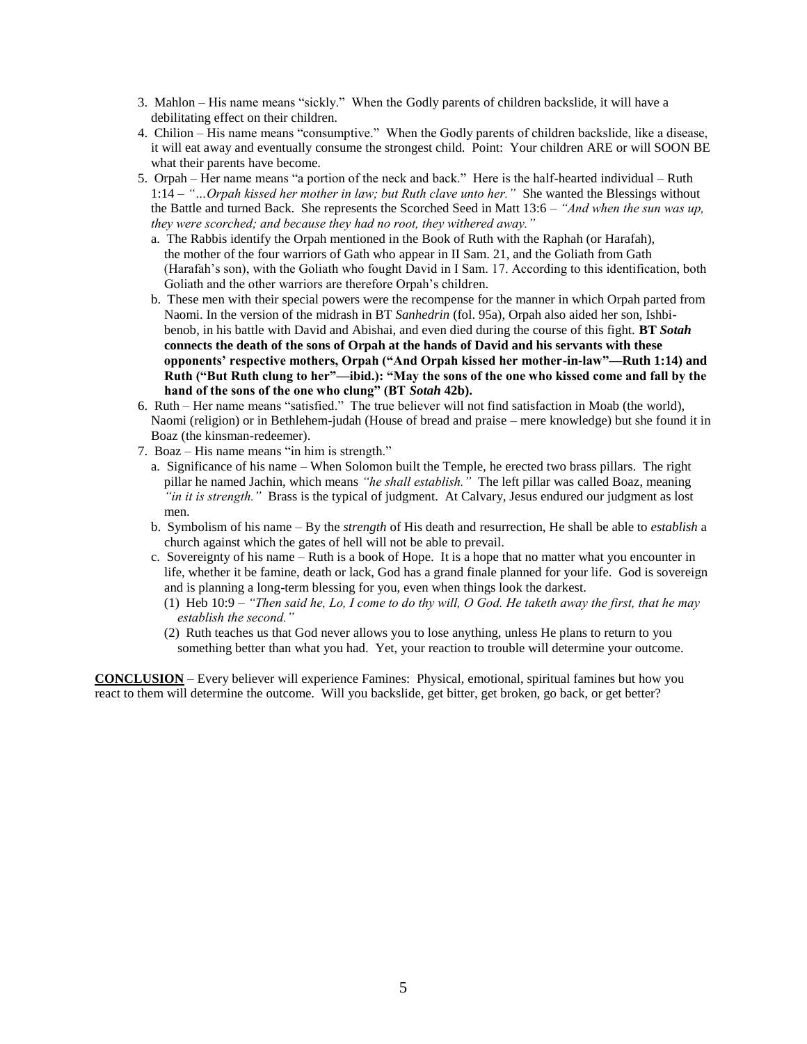3. Mahlon – His name means “sickly.” When the Godly parents of children backslide, it will have a debilitating effect on their children.
4. Chilion – His name means “consumptive.” When the Godly parents of children backslide, like a disease, it will eat away and eventually consume the strongest child. Point: Your children ARE or will SOON BE what their parents have become.
5. Orpah – Her name means “a portion of the neck and back.” Here is the half-hearted individual – Ruth 1:14 – *“…Orpah kissed her mother in law; but Ruth clave unto her.”* She wanted the Blessings without the Battle and turned Back. She represents the Scorched Seed in Matt 13:6 – *“And when the sun was up, they were scorched; and because they had no root, they withered away.”*
   a. The Rabbis identify the Orpah mentioned in the Book of Ruth with the Raphah (or Harafah), the mother of the four warriors of Gath who appear in II Sam. 21, and the Goliath from Gath (Harafah’s son), with the Goliath who fought David in I Sam. 17. According to this identification, both Goliath and the other warriors are therefore Orpah’s children.
   b. These men with their special powers were the recompense for the manner in which Orpah parted from Naomi. In the version of the midrash in BT *Sanhedrin* (fol. 95a), Orpah also aided her son, Ishbi-benob, in his battle with David and Abishai, and even died during the course of this fight. **BT *Sotah* connects the death of the sons of Orpah at the hands of David and his servants with these opponents’ respective mothers, Orpah (“And Orpah kissed her mother-in-law”—Ruth 1:14) and Ruth (“But Ruth clung to her”—ibid.): “May the sons of the one who kissed come and fall by the hand of the sons of the one who clung” (BT *Sotah* 42b).**
6. Ruth – Her name means “satisfied.” The true believer will not find satisfaction in Moab (the world), Naomi (religion) or in Bethlehem-judah (House of bread and praise – mere knowledge) but she found it in Boaz (the kinsman-redeemer).
7. Boaz – His name means “in him is strength.”
   a. Significance of his name – When Solomon built the Temple, he erected two brass pillars. The right pillar he named Jachin, which means *“he shall establish.”* The left pillar was called Boaz, meaning *“in it is strength.”* Brass is the typical of judgment. At Calvary, Jesus endured our judgment as lost men.
   b. Symbolism of his name – By the *strength* of His death and resurrection, He shall be able to *establish* a church against which the gates of hell will not be able to prevail.
   c. Sovereignty of his name – Ruth is a book of Hope. It is a hope that no matter what you encounter in life, whether it be famine, death or lack, God has a grand finale planned for your life. God is sovereign and is planning a long-term blessing for you, even when things look the darkest.
      (1) Heb 10:9 – *“Then said he, Lo, I come to do thy will, O God. He taketh away the first, that he may establish the second.”*
      (2) Ruth teaches us that God never allows you to lose anything, unless He plans to return to you something better than what you had. Yet, your reaction to trouble will determine your outcome.

**CONCLUSION** – Every believer will experience Famines: Physical, emotional, spiritual famines but how you react to them will determine the outcome. Will you backslide, get bitter, get broken, go back, or get better?